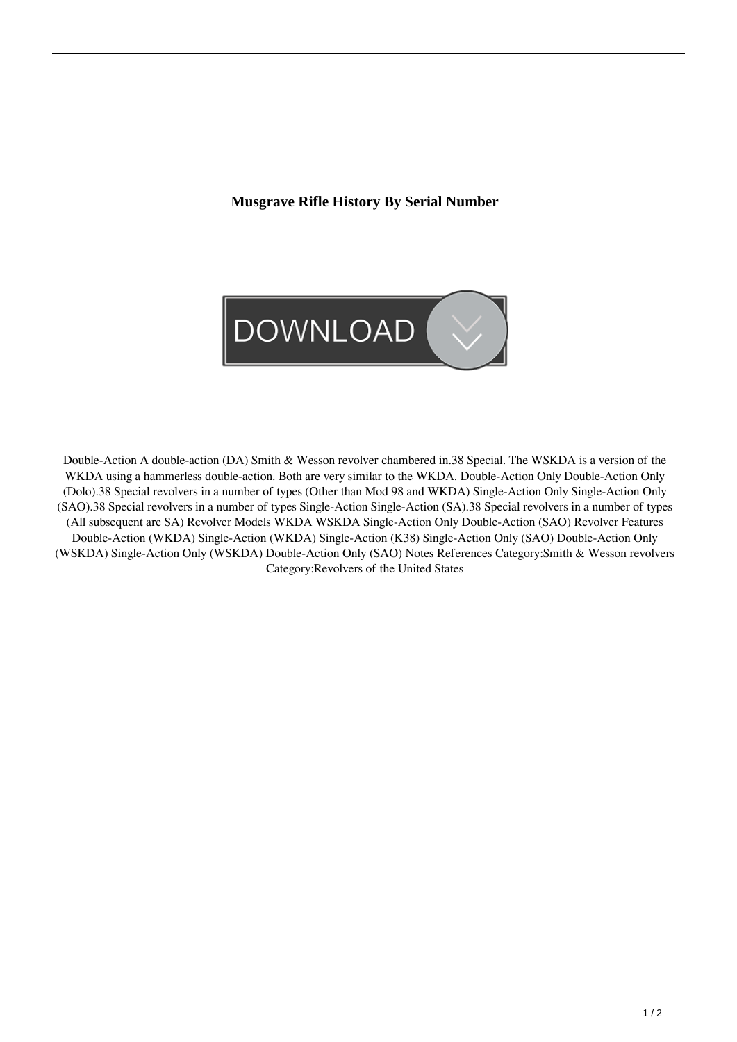# Musgrave Rifle History By Serial Number

Double-Action A double-action (DA) Smith & Wesson revolver chambered in.38 Special. The WSKDA is a version of the WKDA using a hammerless double-action. Both are very similar to the WKDA. Double-Action Only Double-Action Only (Dolo).38 Special revolvers in a number of types (Other than Mod 98 and WKDA) Single-Action Only Single-Action Only (SAO).38 Special revolvers in a number of types Single-Action Single-Action (SA).38 Special revolvers in a number of types (All subsequent are SA) Revolver Models WKDA WSKDA Single-Action Only Double-Action (SAO) Revolver Features Double-Action (WKDA) Single-Action (WKDA) Single-Action (K38) Single-Action Only (SAO) Double-Action Only (WSKDA) Single-Action Only (WSKDA) Double-Action Only (SAO) Notes References Category:Smith & Wesson revolvers Category:Revolvers of the United States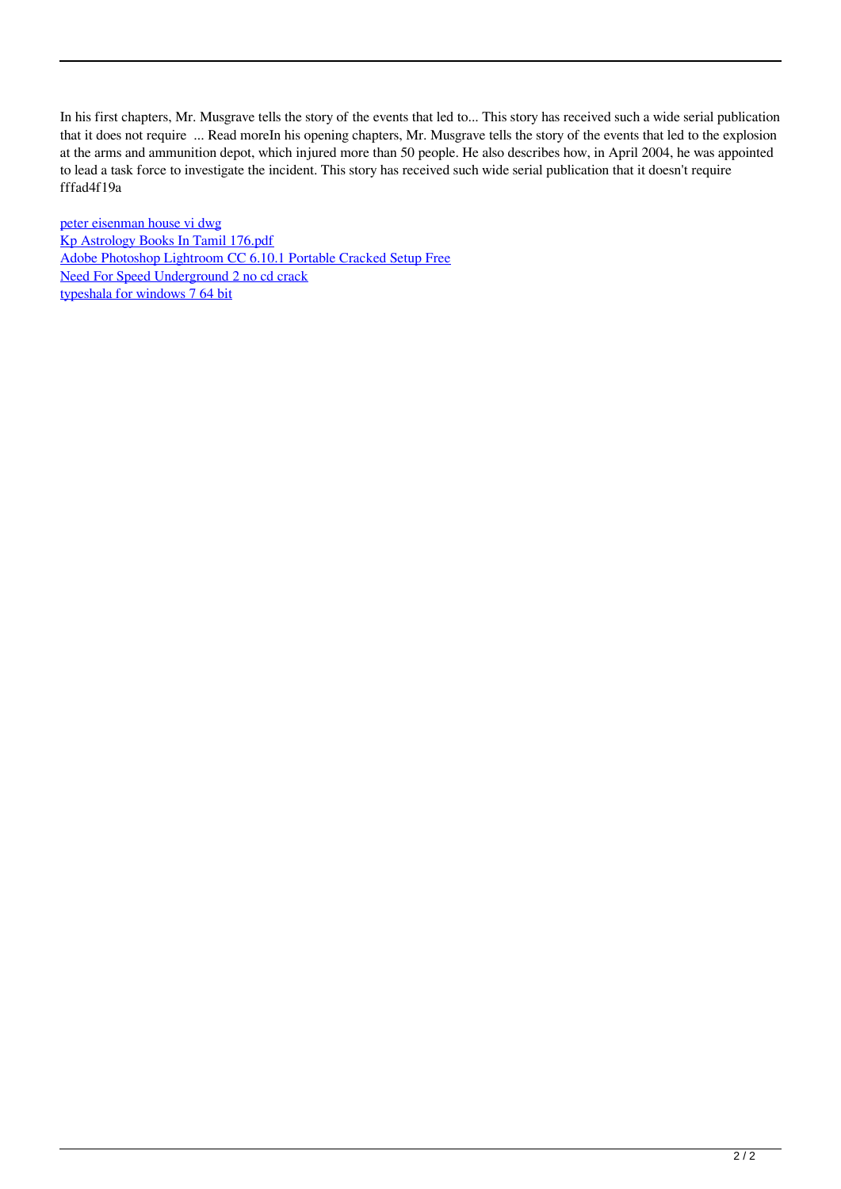In his first chapters, Mr. Musgrave tells the story of the events that led to... This story has received such a wide serial publication that it does not require ... Read moreIn his opening chapters, Mr. Musgrave tells the story of the events that led to the explosion at the arms and ammunition depot, which injured more than 50 people. He also describes how, in April 2004, he was appointed to lead a task force to investigate the incident. This story has received such wide serial publication that it doesn't require fffad4f19a

peter eisenman house vi dwg
Kp Astrology Books In Tamil 176.pdf
Adobe Photoshop Lightroom CC 6.10.1 Portable Cracked Setup Free
Need For Speed Underground 2 no cd crack
typeshala for windows 7 64 bit